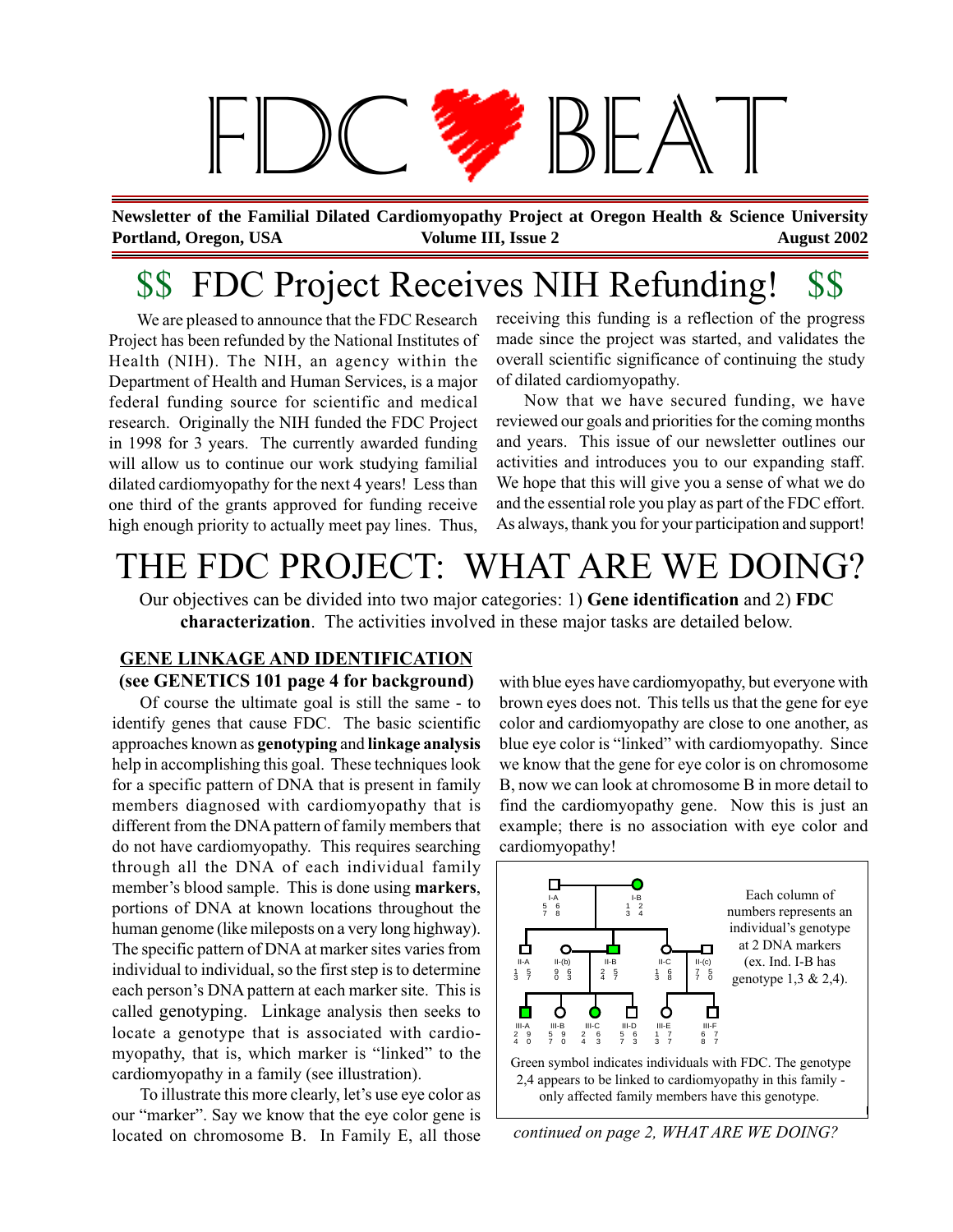# FDC BEAT

**Newsletter of the Familial Dilated Cardiomyopathy Project at Oregon Health & Science University**
**Portland, Oregon, USA** **Volume III, Issue 2** **August 2002**

## $$ FDC Project Receives NIH Refunding! $$

We are pleased to announce that the FDC Research Project has been refunded by the National Institutes of Health (NIH). The NIH, an agency within the Department of Health and Human Services, is a major federal funding source for scientific and medical research. Originally the NIH funded the FDC Project in 1998 for 3 years. The currently awarded funding will allow us to continue our work studying familial dilated cardiomyopathy for the next 4 years! Less than one third of the grants approved for funding receive high enough priority to actually meet pay lines. Thus, receiving this funding is a reflection of the progress made since the project was started, and validates the overall scientific significance of continuing the study of dilated cardiomyopathy.

Now that we have secured funding, we have reviewed our goals and priorities for the coming months and years. This issue of our newsletter outlines our activities and introduces you to our expanding staff. We hope that this will give you a sense of what we do and the essential role you play as part of the FDC effort. As always, thank you for your participation and support!

## THE FDC PROJECT: WHAT ARE WE DOING?

Our objectives can be divided into two major categories: 1) **Gene identification** and 2) **FDC characterization**. The activities involved in these major tasks are detailed below.

### GENE LINKAGE AND IDENTIFICATION
**(see GENETICS 101 page 4 for background)**

Of course the ultimate goal is still the same - to identify genes that cause FDC. The basic scientific approaches known as **genotyping** and **linkage analysis** help in accomplishing this goal. These techniques look for a specific pattern of DNA that is present in family members diagnosed with cardiomyopathy that is different from the DNA pattern of family members that do not have cardiomyopathy. This requires searching through all the DNA of each individual family member's blood sample. This is done using **markers**, portions of DNA at known locations throughout the human genome (like mileposts on a very long highway). The specific pattern of DNA at marker sites varies from individual to individual, so the first step is to determine each person's DNA pattern at each marker site. This is called genotyping. Linkage analysis then seeks to locate a genotype that is associated with cardiomyopathy, that is, which marker is "linked" to the cardiomyopathy in a family (see illustration).

To illustrate this more clearly, let's use eye color as our "marker". Say we know that the eye color gene is located on chromosome B. In Family E, all those with blue eyes have cardiomyopathy, but everyone with brown eyes does not. This tells us that the gene for eye color and cardiomyopathy are close to one another, as blue eye color is "linked" with cardiomyopathy. Since we know that the gene for eye color is on chromosome B, now we can look at chromosome B in more detail to find the cardiomyopathy gene. Now this is just an example; there is no association with eye color and cardiomyopathy!

Each column of numbers represents an individual's genotype at 2 DNA markers (ex. Ind. I-B has genotype 1,3 & 2,4).

| Individual | Genotype |
|---|---|
| I-A | 5 6 / 7 8 |
| I-B | 1 2 / 3 4 |
| II-A | 1 5 / 3 7 |
| II-(b) | 9 6 / 0 3 |
| II-B | 2 5 / 4 7 |
| II-C | 1 6 / 3 8 |
| II-(c) | 7 5 / 7 0 |
| III-A | 2 9 / 4 0 |
| III-B | 5 9 / 7 0 |
| III-C | 2 6 / 4 3 |
| III-D | 5 6 / 7 3 |
| III-E | 1 7 / 3 7 |
| III-F | 6 7 / 8 7 |

Green symbol indicates individuals with FDC. The genotype 2,4 appears to be linked to cardiomyopathy in this family - only affected family members have this genotype.

*continued on page 2, WHAT ARE WE DOING?*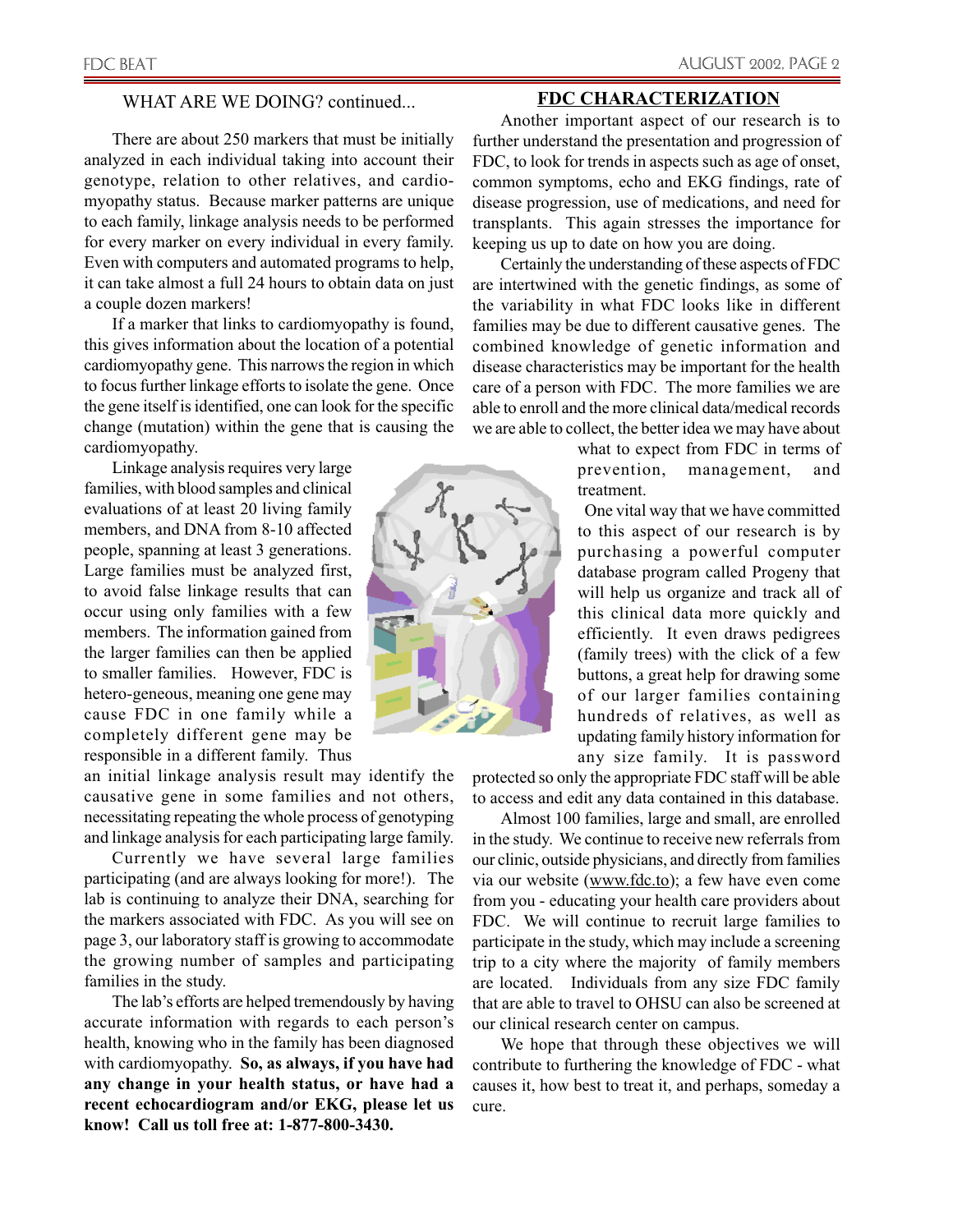## WHAT ARE WE DOING? continued...

There are about 250 markers that must be initially analyzed in each individual taking into account their genotype, relation to other relatives, and cardiomyopathy status. Because marker patterns are unique to each family, linkage analysis needs to be performed for every marker on every individual in every family. Even with computers and automated programs to help, it can take almost a full 24 hours to obtain data on just a couple dozen markers!

If a marker that links to cardiomyopathy is found, this gives information about the location of a potential cardiomyopathy gene. This narrows the region in which to focus further linkage efforts to isolate the gene. Once the gene itself is identified, one can look for the specific change (mutation) within the gene that is causing the cardiomyopathy.

Linkage analysis requires very large families, with blood samples and clinical evaluations of at least 20 living family members, and DNA from 8-10 affected people, spanning at least 3 generations. Large families must be analyzed first, to avoid false linkage results that can occur using only families with a few members. The information gained from the larger families can then be applied to smaller families. However, FDC is hetero-geneous, meaning one gene may cause FDC in one family while a completely different gene may be responsible in a different family. Thus an initial linkage analysis result may identify the causative gene in some families and not others, necessitating repeating the whole process of genotyping and linkage analysis for each participating large family.

Currently we have several large families participating (and are always looking for more!). The lab is continuing to analyze their DNA, searching for the markers associated with FDC. As you will see on page 3, our laboratory staff is growing to accommodate the growing number of samples and participating families in the study.

The lab's efforts are helped tremendously by having accurate information with regards to each person's health, knowing who in the family has been diagnosed with cardiomyopathy. **So, as always, if you have had any change in your health status, or have had a recent echocardiogram and/or EKG, please let us know! Call us toll free at: 1-877-800-3430.**

## FDC CHARACTERIZATION

Another important aspect of our research is to further understand the presentation and progression of FDC, to look for trends in aspects such as age of onset, common symptoms, echo and EKG findings, rate of disease progression, use of medications, and need for transplants. This again stresses the importance for keeping us up to date on how you are doing.

Certainly the understanding of these aspects of FDC are intertwined with the genetic findings, as some of the variability in what FDC looks like in different families may be due to different causative genes. The combined knowledge of genetic information and disease characteristics may be important for the health care of a person with FDC. The more families we are able to enroll and the more clinical data/medical records we are able to collect, the better idea we may have about what to expect from FDC in terms of prevention, management, and treatment.

One vital way that we have committed to this aspect of our research is by purchasing a powerful computer database program called Progeny that will help us organize and track all of this clinical data more quickly and efficiently. It even draws pedigrees (family trees) with the click of a few buttons, a great help for drawing some of our larger families containing hundreds of relatives, as well as updating family history information for any size family. It is password protected so only the appropriate FDC staff will be able to access and edit any data contained in this database.

Almost 100 families, large and small, are enrolled in the study. We continue to receive new referrals from our clinic, outside physicians, and directly from families via our website (www.fdc.to); a few have even come from you - educating your health care providers about FDC. We will continue to recruit large families to participate in the study, which may include a screening trip to a city where the majority of family members are located. Individuals from any size FDC family that are able to travel to OHSU can also be screened at our clinical research center on campus.

We hope that through these objectives we will contribute to furthering the knowledge of FDC - what causes it, how best to treat it, and perhaps, someday a cure.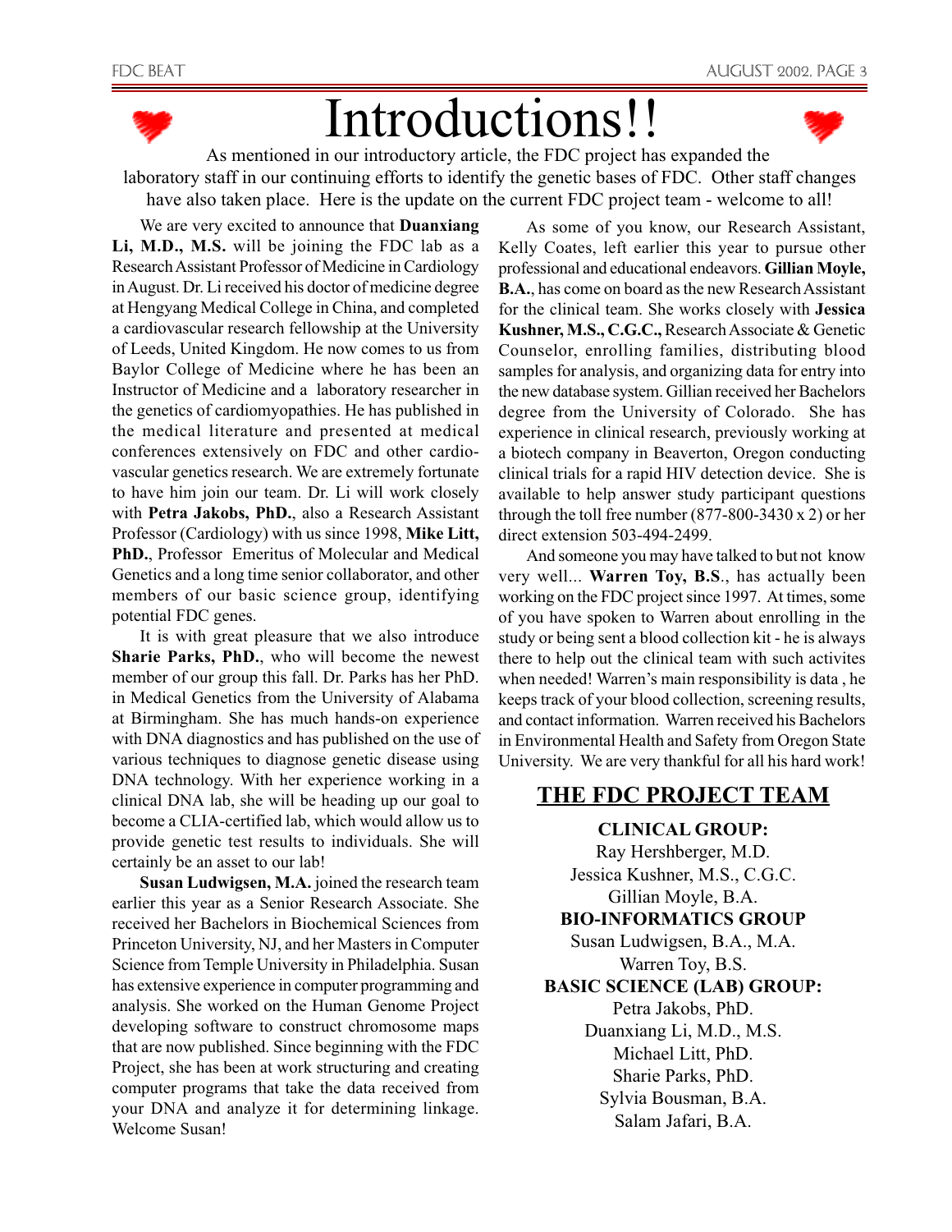# Introductions!!

As mentioned in our introductory article, the FDC project has expanded the laboratory staff in our continuing efforts to identify the genetic bases of FDC. Other staff changes have also taken place. Here is the update on the current FDC project team - welcome to all!

We are very excited to announce that **Duanxiang Li, M.D., M.S.** will be joining the FDC lab as a Research Assistant Professor of Medicine in Cardiology in August. Dr. Li received his doctor of medicine degree at Hengyang Medical College in China, and completed a cardiovascular research fellowship at the University of Leeds, United Kingdom. He now comes to us from Baylor College of Medicine where he has been an Instructor of Medicine and a laboratory researcher in the genetics of cardiomyopathies. He has published in the medical literature and presented at medical conferences extensively on FDC and other cardiovascular genetics research. We are extremely fortunate to have him join our team. Dr. Li will work closely with **Petra Jakobs, PhD.**, also a Research Assistant Professor (Cardiology) with us since 1998, **Mike Litt, PhD.**, Professor Emeritus of Molecular and Medical Genetics and a long time senior collaborator, and other members of our basic science group, identifying potential FDC genes.

It is with great pleasure that we also introduce **Sharie Parks, PhD.**, who will become the newest member of our group this fall. Dr. Parks has her PhD. in Medical Genetics from the University of Alabama at Birmingham. She has much hands-on experience with DNA diagnostics and has published on the use of various techniques to diagnose genetic disease using DNA technology. With her experience working in a clinical DNA lab, she will be heading up our goal to become a CLIA-certified lab, which would allow us to provide genetic test results to individuals. She will certainly be an asset to our lab!

**Susan Ludwigsen, M.A.** joined the research team earlier this year as a Senior Research Associate. She received her Bachelors in Biochemical Sciences from Princeton University, NJ, and her Masters in Computer Science from Temple University in Philadelphia. Susan has extensive experience in computer programming and analysis. She worked on the Human Genome Project developing software to construct chromosome maps that are now published. Since beginning with the FDC Project, she has been at work structuring and creating computer programs that take the data received from your DNA and analyze it for determining linkage. Welcome Susan!

As some of you know, our Research Assistant, Kelly Coates, left earlier this year to pursue other professional and educational endeavors. **Gillian Moyle, B.A.**, has come on board as the new Research Assistant for the clinical team. She works closely with **Jessica Kushner, M.S., C.G.C.,** Research Associate & Genetic Counselor, enrolling families, distributing blood samples for analysis, and organizing data for entry into the new database system. Gillian received her Bachelors degree from the University of Colorado. She has experience in clinical research, previously working at a biotech company in Beaverton, Oregon conducting clinical trials for a rapid HIV detection device. She is available to help answer study participant questions through the toll free number (877-800-3430 x 2) or her direct extension 503-494-2499.

And someone you may have talked to but not know very well... **Warren Toy, B.S.**, has actually been working on the FDC project since 1997. At times, some of you have spoken to Warren about enrolling in the study or being sent a blood collection kit - he is always there to help out the clinical team with such activites when needed! Warren's main responsibility is data , he keeps track of your blood collection, screening results, and contact information. Warren received his Bachelors in Environmental Health and Safety from Oregon State University. We are very thankful for all his hard work!

## THE FDC PROJECT TEAM

**CLINICAL GROUP:**

Ray Hershberger, M.D.
Jessica Kushner, M.S., C.G.C.
Gillian Moyle, B.A.

**BIO-INFORMATICS GROUP**

Susan Ludwigsen, B.A., M.A.
Warren Toy, B.S.

**BASIC SCIENCE (LAB) GROUP:**

Petra Jakobs, PhD.
Duanxiang Li, M.D., M.S.
Michael Litt, PhD.
Sharie Parks, PhD.
Sylvia Bousman, B.A.
Salam Jafari, B.A.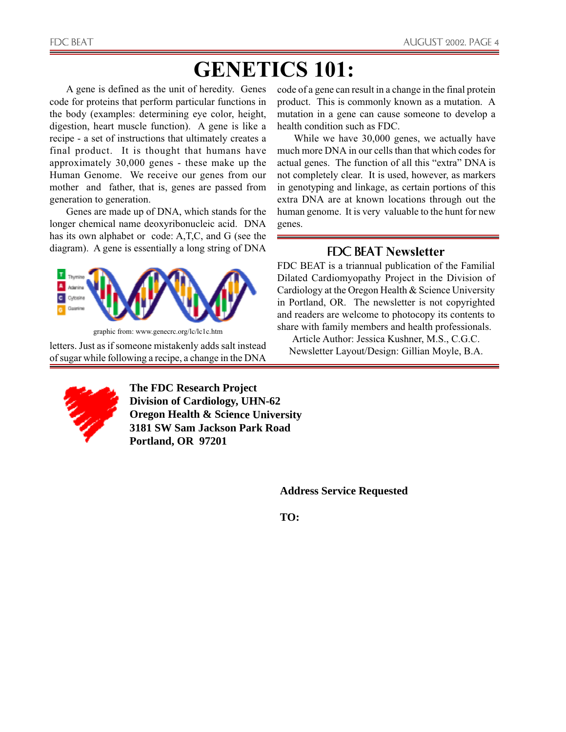# GENETICS 101:

A gene is defined as the unit of heredity. Genes code for proteins that perform particular functions in the body (examples: determining eye color, height, digestion, heart muscle function). A gene is like a recipe - a set of instructions that ultimately creates a final product. It is thought that humans have approximately 30,000 genes - these make up the Human Genome. We receive our genes from our mother and father, that is, genes are passed from generation to generation.

Genes are made up of DNA, which stands for the longer chemical name deoxyribonucleic acid. DNA has its own alphabet or code: A,T,C, and G (see the diagram). A gene is essentially a long string of DNA letters. Just as if someone mistakenly adds salt instead of sugar while following a recipe, a change in the DNA code of a gene can result in a change in the final protein product. This is commonly known as a mutation. A mutation in a gene can cause someone to develop a health condition such as FDC.

T Thymine
A Adenine
C Cytosine
G Guanine

graphic from: www.genecrc.org/lc/lc1c.htm

While we have 30,000 genes, we actually have much more DNA in our cells than that which codes for actual genes. The function of all this "extra" DNA is not completely clear. It is used, however, as markers in genotyping and linkage, as certain portions of this extra DNA are at known locations through out the human genome. It is very valuable to the hunt for new genes.

## FDC BEAT Newsletter

FDC BEAT is a triannual publication of the Familial Dilated Cardiomyopathy Project in the Division of Cardiology at the Oregon Health & Science University in Portland, OR. The newsletter is not copyrighted and readers are welcome to photocopy its contents to share with family members and health professionals.

Article Author: Jessica Kushner, M.S., C.G.C.
Newsletter Layout/Design: Gillian Moyle, B.A.

**The FDC Research Project**
**Division of Cardiology, UHN-62**
**Oregon Health & Science University**
**3181 SW Sam Jackson Park Road**
**Portland, OR 97201**

**Address Service Requested**

**TO:**